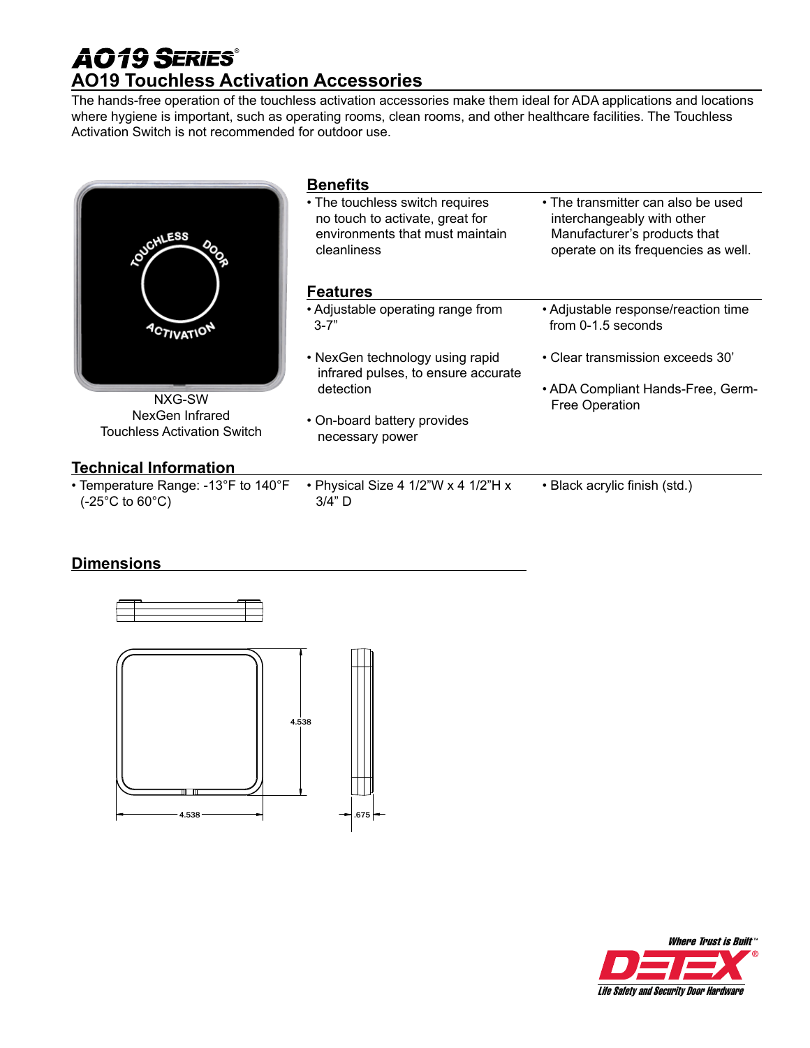# AO19 Series®

## AO19 Touchless Activation Accessories

The hands-free operation of the touchless activation accessories make them ideal for ADA applications and locations where hygiene is important, such as operating rooms, clean rooms, and other healthcare facilities. The Touchless Activation Switch is not recommended for outdoor use.

NXG-SW
NexGen Infrared
Touchless Activation Switch

### Benefits

- The touchless switch requires no touch to activate, great for environments that must maintain cleanliness
- The transmitter can also be used interchangeably with other Manufacturer's products that operate on its frequencies as well.

### Features

- Adjustable operating range from 3-7"
- NexGen technology using rapid infrared pulses, to ensure accurate detection
- On-board battery provides necessary power
- Adjustable response/reaction time from 0-1.5 seconds
- Clear transmission exceeds 30'
- ADA Compliant Hands-Free, Germ-Free Operation

### Technical Information

- Temperature Range: -13°F to 140°F (-25°C to 60°C)
- Physical Size 4 1/2"W x 4 1/2"H x 3/4" D
- Black acrylic finish (std.)

### Dimensions

4.538
4.538
.675

Where Trust is Built™
DETEX®
Life Safety and Security Door Hardware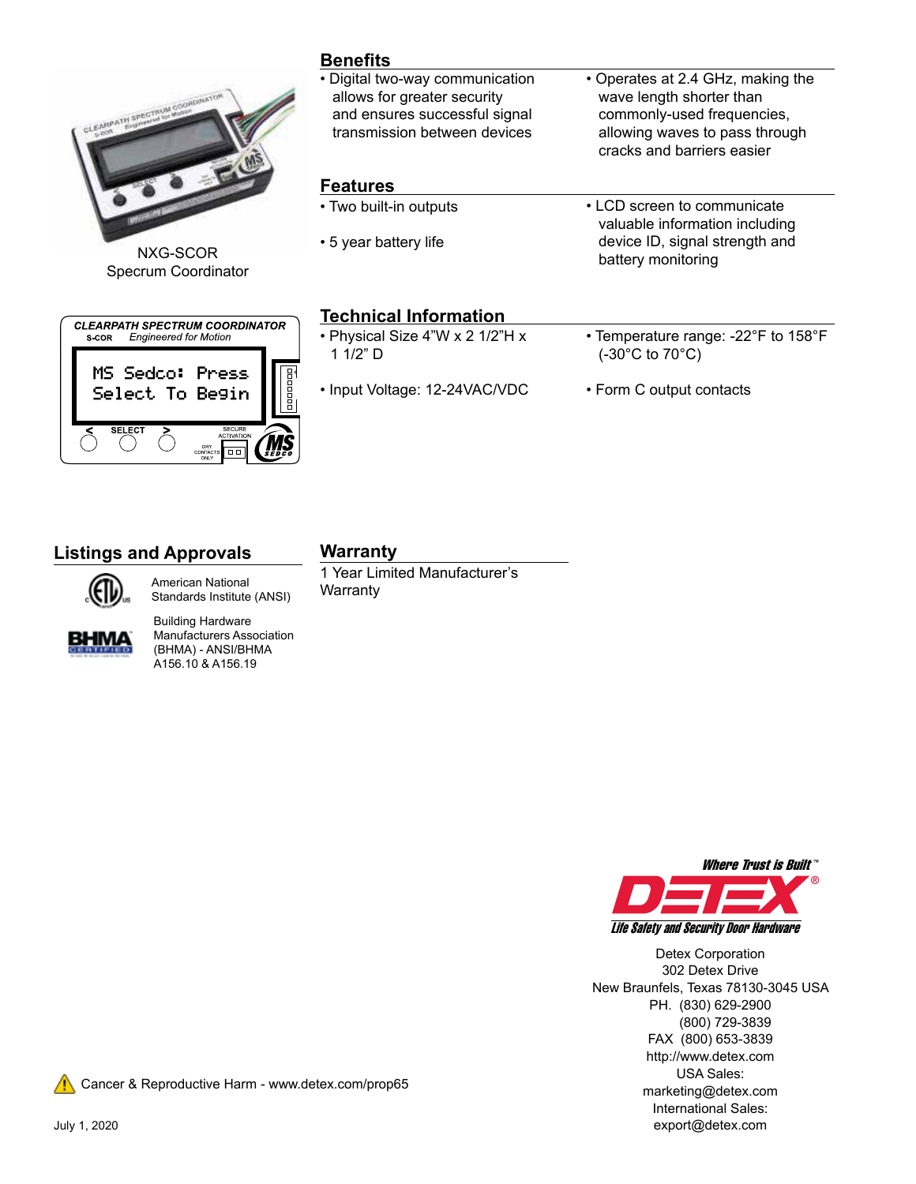NXG-SCOR
Specrum Coordinator

## Benefits

- Digital two-way communication allows for greater security and ensures successful signal transmission between devices
- Operates at 2.4 GHz, making the wave length shorter than commonly-used frequencies, allowing waves to pass through cracks and barriers easier

## Features

- Two built-in outputs
- 5 year battery life
- LCD screen to communicate valuable information including device ID, signal strength and battery monitoring

## Technical Information

- Physical Size 4"W x 2 1/2"H x 1 1/2" D
- Input Voltage: 12-24VAC/VDC
- Temperature range: -22°F to 158°F (-30°C to 70°C)
- Form C output contacts

## Listings and Approvals

American National Standards Institute (ANSI)

Building Hardware Manufacturers Association (BHMA) - ANSI/BHMA A156.10 & A156.19

## Warranty

1 Year Limited Manufacturer's Warranty

Where Trust is Built™

DETEX®

Life Safety and Security Door Hardware

Detex Corporation
302 Detex Drive
New Braunfels, Texas 78130-3045 USA
PH. (830) 629-2900
(800) 729-3839
FAX (800) 653-3839
http://www.detex.com
USA Sales:
marketing@detex.com
International Sales:
export@detex.com

Cancer & Reproductive Harm - www.detex.com/prop65

July 1, 2020